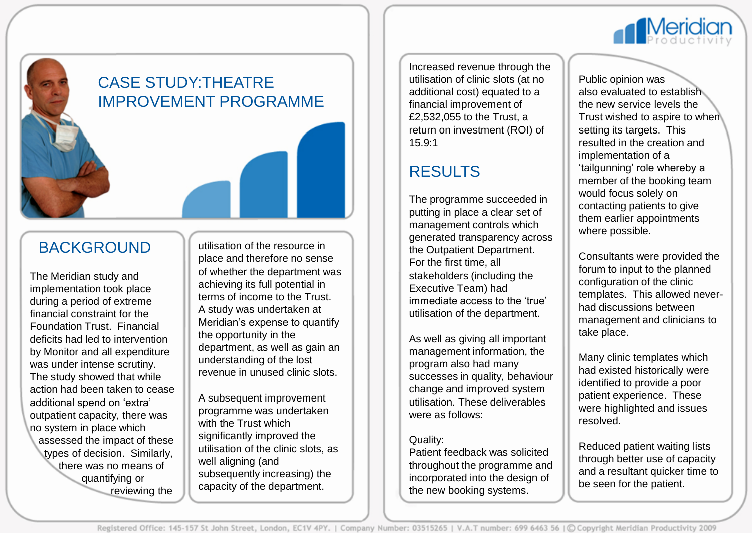# CASE STUDY:THEATRE IMPROVEMENT PROGRAMME

## BACKGROUND

The Meridian study and implementation took place during a period of extreme financial constraint for the Foundation Trust. Financial deficits had led to intervention by Monitor and all expenditure was under intense scrutiny. The study showed that while action had been taken to cease additional spend on 'extra' outpatient capacity, there was no system in place which assessed the impact of these types of decision. Similarly, there was no means of quantifying or reviewing the utilisation of the resource in place and therefore no sense of whether the department was achieving its full potential in terms of income to the Trust. A study was undertaken at Meridian's expense to quantify the opportunity in the department, as well as gain an understanding of the lost revenue in unused clinic slots.

A subsequent improvement programme was undertaken with the Trust which significantly improved the utilisation of the clinic slots, as well aligning (and subsequently increasing) the capacity of the department.

Increased revenue through the utilisation of clinic slots (at no additional cost) equated to a financial improvement of £2,532,055 to the Trust, a return on investment (ROI) of 15.9:1

## RESULTS

The programme succeeded in putting in place a clear set of management controls which generated transparency across the Outpatient Department. For the first time, all stakeholders (including the Executive Team) had immediate access to the 'true' utilisation of the department.

As well as giving all important management information, the program also had many successes in quality, behaviour change and improved system utilisation. These deliverables were as follows:

Quality:
Patient feedback was solicited throughout the programme and incorporated into the design of the new booking systems.

Public opinion was also evaluated to establish the new service levels the Trust wished to aspire to when setting its targets. This resulted in the creation and implementation of a 'tailgunning' role whereby a member of the booking team would focus solely on contacting patients to give them earlier appointments where possible.

Consultants were provided the forum to input to the planned configuration of the clinic templates. This allowed never-had discussions between management and clinicians to take place.

Many clinic templates which had existed historically were identified to provide a poor patient experience. These were highlighted and issues resolved.

Reduced patient waiting lists through better use of capacity and a resultant quicker time to be seen for the patient.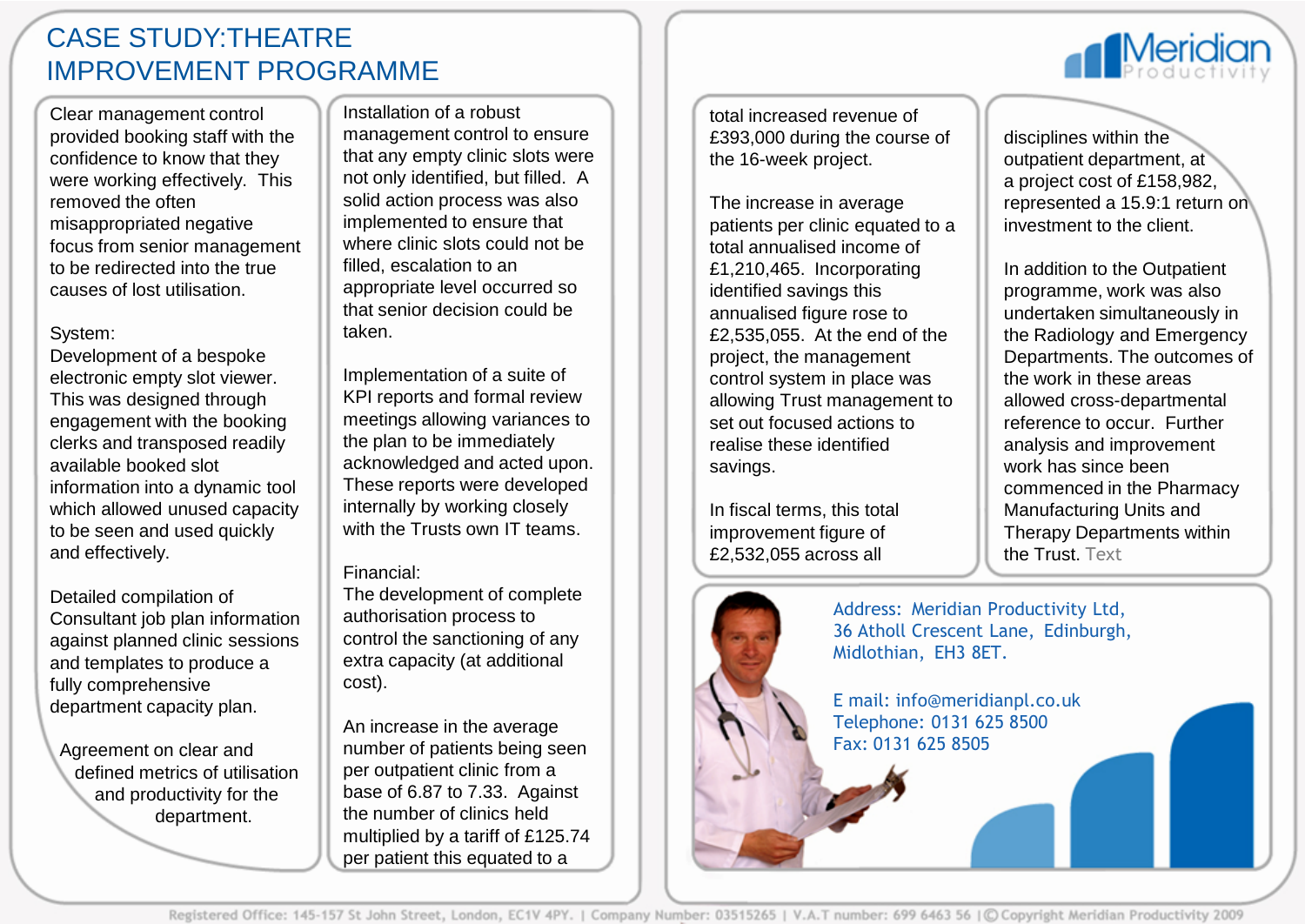# CASE STUDY:THEATRE IMPROVEMENT PROGRAMME

Clear management control provided booking staff with the confidence to know that they were working effectively. This removed the often misappropriated negative focus from senior management to be redirected into the true causes of lost utilisation.

System:
Development of a bespoke electronic empty slot viewer. This was designed through engagement with the booking clerks and transposed readily available booked slot information into a dynamic tool which allowed unused capacity to be seen and used quickly and effectively.

Detailed compilation of Consultant job plan information against planned clinic sessions and templates to produce a fully comprehensive department capacity plan.

Agreement on clear and defined metrics of utilisation and productivity for the department.

Installation of a robust management control to ensure that any empty clinic slots were not only identified, but filled. A solid action process was also implemented to ensure that where clinic slots could not be filled, escalation to an appropriate level occurred so that senior decision could be taken.

Implementation of a suite of KPI reports and formal review meetings allowing variances to the plan to be immediately acknowledged and acted upon. These reports were developed internally by working closely with the Trusts own IT teams.

Financial:
The development of complete authorisation process to control the sanctioning of any extra capacity (at additional cost).

An increase in the average number of patients being seen per outpatient clinic from a base of 6.87 to 7.33. Against the number of clinics held multiplied by a tariff of £125.74 per patient this equated to a total increased revenue of £393,000 during the course of the 16-week project.

The increase in average patients per clinic equated to a total annualised income of £1,210,465. Incorporating identified savings this annualised figure rose to £2,535,055. At the end of the project, the management control system in place was allowing Trust management to set out focused actions to realise these identified savings.

In fiscal terms, this total improvement figure of £2,532,055 across all disciplines within the outpatient department, at a project cost of £158,982, represented a 15.9:1 return on investment to the client.

In addition to the Outpatient programme, work was also undertaken simultaneously in the Radiology and Emergency Departments. The outcomes of the work in these areas allowed cross-departmental reference to occur. Further analysis and improvement work has since been commenced in the Pharmacy Manufacturing Units and Therapy Departments within the Trust. Text

Meridian Productivity

Address: Meridian Productivity Ltd, 36 Atholl Crescent Lane, Edinburgh, Midlothian, EH3 8ET.

E mail: info@meridianpl.co.uk
Telephone: 0131 625 8500
Fax: 0131 625 8505

Registered Office: 145-157 St John Street, London, EC1V 4PY. | Company Number: 03515265 | V.A.T number: 699 6463 56 | © Copyright Meridian Productivity 2009